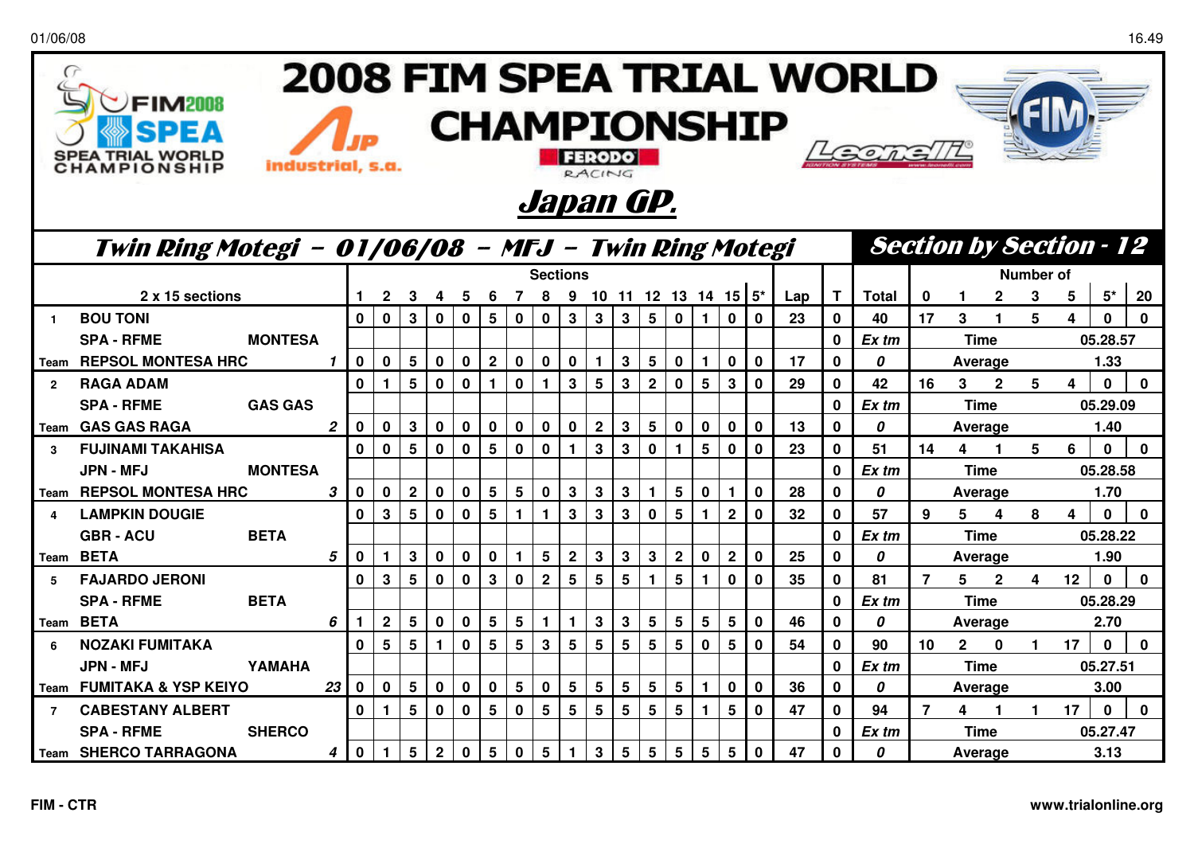# 2008 FIM SPEA TRIAL WORLD CHAMPIONSHIP

## Japan GP.

### Twin Ring Motegi - 01/06/08 - MFJ - Twin Ring Motegi

### Section by Section - 12

| | 2 x 15 sections | | | 1 | 2 | 3 | 4 | 5 | 6 | 7 | 8 | 9 | 10 | 11 | 12 | 13 | 14 | 15 | 5* | Lap | T | Total | 0 | 1 | 2 | 3 | 5 | 5* | 20 |
|---|---|---|---|---|---|---|---|---|---|---|---|---|---|---|---|---|---|---|---|---|---|---|---|---|---|---|---|---|---|
| 1 | BOU TONI | | | 0 | 0 | 3 | 0 | 0 | 5 | 0 | 0 | 3 | 3 | 3 | 5 | 0 | 1 | 0 | 0 | 23 | 0 | 40 | 17 | 3 | 1 | 5 | 4 | 0 | 0 |
| | SPA - RFME | MONTESA | | | | | | | | | | | | | | | | | | | 0 | Ex tm | Time | | | | 05.28.57 | | |
| Team | REPSOL MONTESA HRC | | 1 | 0 | 0 | 5 | 0 | 0 | 2 | 0 | 0 | 0 | 1 | 3 | 5 | 0 | 1 | 0 | 0 | 17 | 0 | 0 | Average | | | | 1.33 | | |
| 2 | RAGA ADAM | | | 0 | 1 | 5 | 0 | 0 | 1 | 0 | 1 | 3 | 5 | 3 | 2 | 0 | 5 | 3 | 0 | 29 | 0 | 42 | 16 | 3 | 2 | 5 | 4 | 0 | 0 |
| | SPA - RFME | GAS GAS | | | | | | | | | | | | | | | | | | | 0 | Ex tm | Time | | | | 05.29.09 | | |
| Team | GAS GAS RAGA | | 2 | 0 | 0 | 3 | 0 | 0 | 0 | 0 | 0 | 0 | 2 | 3 | 5 | 0 | 0 | 0 | 0 | 13 | 0 | 0 | Average | | | | 1.40 | | |
| 3 | FUJINAMI TAKAHISA | | | 0 | 0 | 5 | 0 | 0 | 5 | 0 | 0 | 1 | 3 | 3 | 0 | 1 | 5 | 0 | 0 | 23 | 0 | 51 | 14 | 4 | 1 | 5 | 6 | 0 | 0 |
| | JPN - MFJ | MONTESA | | | | | | | | | | | | | | | | | | | 0 | Ex tm | Time | | | | 05.28.58 | | |
| Team | REPSOL MONTESA HRC | | 3 | 0 | 0 | 2 | 0 | 0 | 5 | 5 | 0 | 3 | 3 | 3 | 1 | 5 | 0 | 1 | 0 | 28 | 0 | 0 | Average | | | | 1.70 | | |
| 4 | LAMPKIN DOUGIE | | | 0 | 3 | 5 | 0 | 0 | 5 | 1 | 1 | 3 | 3 | 3 | 0 | 5 | 1 | 2 | 0 | 32 | 0 | 57 | 9 | 5 | 4 | 8 | 4 | 0 | 0 |
| | GBR - ACU | BETA | | | | | | | | | | | | | | | | | | | 0 | Ex tm | Time | | | | 05.28.22 | | |
| Team | BETA | | 5 | 0 | 1 | 3 | 0 | 0 | 0 | 1 | 5 | 2 | 3 | 3 | 3 | 2 | 0 | 2 | 0 | 25 | 0 | 0 | Average | | | | 1.90 | | |
| 5 | FAJARDO JERONI | | | 0 | 3 | 5 | 0 | 0 | 3 | 0 | 2 | 5 | 5 | 5 | 1 | 5 | 1 | 0 | 0 | 35 | 0 | 81 | 7 | 5 | 2 | 4 | 12 | 0 | 0 |
| | SPA - RFME | BETA | | | | | | | | | | | | | | | | | | | 0 | Ex tm | Time | | | | 05.28.29 | | |
| Team | BETA | | 6 | 1 | 2 | 5 | 0 | 0 | 5 | 5 | 1 | 1 | 3 | 3 | 5 | 5 | 5 | 5 | 0 | 46 | 0 | 0 | Average | | | | 2.70 | | |
| 6 | NOZAKI FUMITAKA | | | 0 | 5 | 5 | 1 | 0 | 5 | 5 | 3 | 5 | 5 | 5 | 5 | 5 | 0 | 5 | 0 | 54 | 0 | 90 | 10 | 2 | 0 | 1 | 17 | 0 | 0 |
| | JPN - MFJ | YAMAHA | | | | | | | | | | | | | | | | | | | 0 | Ex tm | Time | | | | 05.27.51 | | |
| Team | FUMITAKA & YSP KEIYO | | 23 | 0 | 0 | 5 | 0 | 0 | 0 | 5 | 0 | 5 | 5 | 5 | 5 | 5 | 1 | 0 | 0 | 36 | 0 | 0 | Average | | | | 3.00 | | |
| 7 | CABESTANY ALBERT | | | 0 | 1 | 5 | 0 | 0 | 5 | 0 | 5 | 5 | 5 | 5 | 5 | 5 | 1 | 5 | 0 | 47 | 0 | 94 | 7 | 4 | 1 | 1 | 17 | 0 | 0 |
| | SPA - RFME | SHERCO | | | | | | | | | | | | | | | | | | | 0 | Ex tm | Time | | | | 05.27.47 | | |
| Team | SHERCO TARRAGONA | | 4 | 0 | 1 | 5 | 2 | 0 | 5 | 0 | 5 | 1 | 3 | 5 | 5 | 5 | 5 | 5 | 0 | 47 | 0 | 0 | Average | | | | 3.13 | | |

FIM - CTR

www.trialonline.org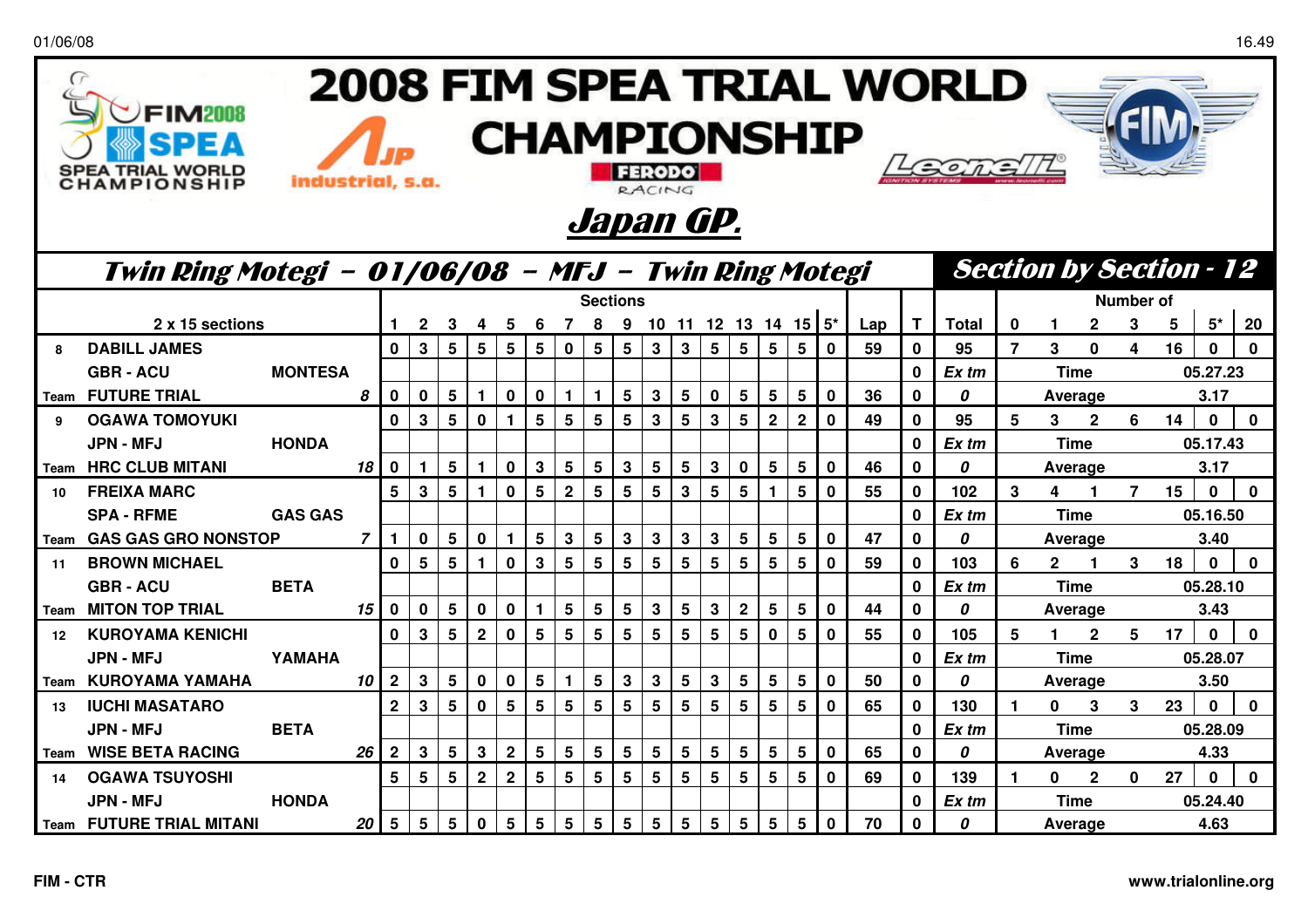# 2008 FIM SPEA TRIAL WORLD CHAMPIONSHIP

## Japan GP.

### Twin Ring Motegi - 01/06/08 - MFJ - Twin Ring Motegi

### Section by Section - 12

| | 2 x 15 sections | | | Sections 1 | 2 | 3 | 4 | 5 | 6 | 7 | 8 | 9 | 10 | 11 | 12 | 13 | 14 | 15 | 5* | Lap | T | Total | Number of 0 | 1 | 2 | 3 | 5 | 5* | 20 |
|---|---|---|---|---|---|---|---|---|---|---|---|---|---|---|---|---|---|---|---|---|---|---|---|---|---|---|---|---|---|
| 8 | DABILL JAMES | | | 0 | 3 | 5 | 5 | 5 | 5 | 0 | 5 | 5 | 3 | 3 | 5 | 5 | 5 | 5 | 0 | 59 | 0 | 95 | 7 | 3 | 0 | 4 | 16 | 0 | 0 |
| | GBR - ACU | MONTESA | | | | | | | | | | | | | | | | | | | 0 | Ex tm | | Time | | | 05.27.23 | | |
| Team | FUTURE TRIAL | | 8 | 0 | 0 | 5 | 1 | 0 | 0 | 1 | 1 | 5 | 3 | 5 | 0 | 5 | 5 | 5 | 0 | 36 | 0 | 0 | | Average | | | 3.17 | | |
| 9 | OGAWA TOMOYUKI | | | 0 | 3 | 5 | 0 | 1 | 5 | 5 | 5 | 5 | 3 | 5 | 3 | 5 | 2 | 2 | 0 | 49 | 0 | 95 | 5 | 3 | 2 | 6 | 14 | 0 | 0 |
| | JPN - MFJ | HONDA | | | | | | | | | | | | | | | | | | | 0 | Ex tm | | Time | | | 05.17.43 | | |
| Team | HRC CLUB MITANI | | 18 | 0 | 1 | 5 | 1 | 0 | 3 | 5 | 5 | 3 | 5 | 5 | 3 | 0 | 5 | 5 | 0 | 46 | 0 | 0 | | Average | | | 3.17 | | |
| 10 | FREIXA MARC | | | 5 | 3 | 5 | 1 | 0 | 5 | 2 | 5 | 5 | 5 | 3 | 5 | 5 | 1 | 5 | 0 | 55 | 0 | 102 | 3 | 4 | 1 | 7 | 15 | 0 | 0 |
| | SPA - RFME | GAS GAS | | | | | | | | | | | | | | | | | | | 0 | Ex tm | | Time | | | 05.16.50 | | |
| Team | GAS GAS GRO NONSTOP | | 7 | 1 | 0 | 5 | 0 | 1 | 5 | 3 | 5 | 3 | 3 | 3 | 3 | 5 | 5 | 5 | 0 | 47 | 0 | 0 | | Average | | | 3.40 | | |
| 11 | BROWN MICHAEL | | | 0 | 5 | 5 | 1 | 0 | 3 | 5 | 5 | 5 | 5 | 5 | 5 | 5 | 5 | 5 | 0 | 59 | 0 | 103 | 6 | 2 | 1 | 3 | 18 | 0 | 0 |
| | GBR - ACU | BETA | | | | | | | | | | | | | | | | | | | 0 | Ex tm | | Time | | | 05.28.10 | | |
| Team | MITON TOP TRIAL | | 15 | 0 | 0 | 5 | 0 | 0 | 1 | 5 | 5 | 5 | 3 | 5 | 3 | 2 | 5 | 5 | 0 | 44 | 0 | 0 | | Average | | | 3.43 | | |
| 12 | KUROYAMA KENICHI | | | 0 | 3 | 5 | 2 | 0 | 5 | 5 | 5 | 5 | 5 | 5 | 5 | 5 | 0 | 5 | 0 | 55 | 0 | 105 | 5 | 1 | 2 | 5 | 17 | 0 | 0 |
| | JPN - MFJ | YAMAHA | | | | | | | | | | | | | | | | | | | 0 | Ex tm | | Time | | | 05.28.07 | | |
| Team | KUROYAMA YAMAHA | | 10 | 2 | 3 | 5 | 0 | 0 | 5 | 1 | 5 | 3 | 3 | 5 | 3 | 5 | 5 | 5 | 0 | 50 | 0 | 0 | | Average | | | 3.50 | | |
| 13 | IUCHI MASATARO | | | 2 | 3 | 5 | 0 | 5 | 5 | 5 | 5 | 5 | 5 | 5 | 5 | 5 | 5 | 5 | 0 | 65 | 0 | 130 | 1 | 0 | 3 | 3 | 23 | 0 | 0 |
| | JPN - MFJ | BETA | | | | | | | | | | | | | | | | | | | 0 | Ex tm | | Time | | | 05.28.09 | | |
| Team | WISE BETA RACING | | 26 | 2 | 3 | 5 | 3 | 2 | 5 | 5 | 5 | 5 | 5 | 5 | 5 | 5 | 5 | 5 | 0 | 65 | 0 | 0 | | Average | | | 4.33 | | |
| 14 | OGAWA TSUYOSHI | | | 5 | 5 | 5 | 2 | 2 | 5 | 5 | 5 | 5 | 5 | 5 | 5 | 5 | 5 | 5 | 0 | 69 | 0 | 139 | 1 | 0 | 2 | 0 | 27 | 0 | 0 |
| | JPN - MFJ | HONDA | | | | | | | | | | | | | | | | | | | 0 | Ex tm | | Time | | | 05.24.40 | | |
| Team | FUTURE TRIAL MITANI | | 20 | 5 | 5 | 5 | 0 | 5 | 5 | 5 | 5 | 5 | 5 | 5 | 5 | 5 | 5 | 5 | 0 | 70 | 0 | 0 | | Average | | | 4.63 | | |

FIM - CTR

www.trialonline.org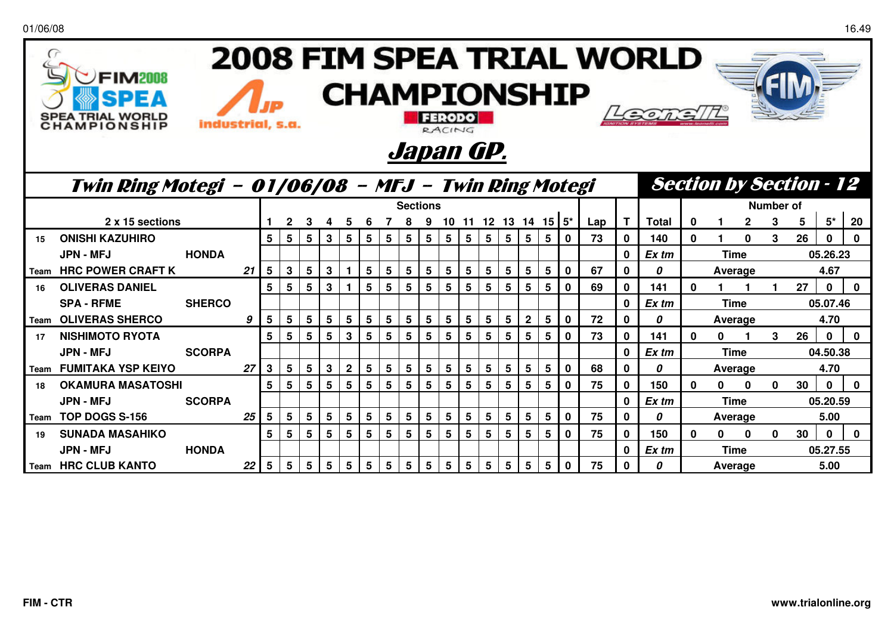# 2008 FIM SPEA TRIAL WORLD CHAMPIONSHIP

FIM2008 SPEA — SPEA TRIAL WORLD CHAMPIONSHIP

JP industrial, s.a.

FERODO RACING

Leonelli

## *Japan GP.*

### *Twin Ring Motegi - 01/06/08 - MFJ - Twin Ring Motegi*

### *Section by Section - 12*

| | 2 x 15 sections | | | Sections 1 | 2 | 3 | 4 | 5 | 6 | 7 | 8 | 9 | 10 | 11 | 12 | 13 | 14 | 15 | 5* | Lap | T | Total | Number of 0 | 1 | 2 | 3 | 5 | 5* | 20 |
|---|---|---|---|---|---|---|---|---|---|---|---|---|---|---|---|---|---|---|---|---|---|---|---|---|---|---|---|---|---|
| 15 | ONISHI KAZUHIRO | | | 5 | 5 | 5 | 3 | 5 | 5 | 5 | 5 | 5 | 5 | 5 | 5 | 5 | 5 | 5 | 0 | 73 | 0 | 140 | 0 | 1 | 0 | 3 | 26 | 0 | 0 |
| | JPN - MFJ | HONDA | | | | | | | | | | | | | | | | | | | 0 | *Ex tm* | | Time | | | 05.26.23 | | |
| Team | HRC POWER CRAFT K | | *21* | 5 | 3 | 5 | 3 | 1 | 5 | 5 | 5 | 5 | 5 | 5 | 5 | 5 | 5 | 5 | 0 | 67 | 0 | *0* | | Average | | | 4.67 | | |
| 16 | OLIVERAS DANIEL | | | 5 | 5 | 5 | 3 | 1 | 5 | 5 | 5 | 5 | 5 | 5 | 5 | 5 | 5 | 5 | 0 | 69 | 0 | 141 | 0 | 1 | 1 | 1 | 27 | 0 | 0 |
| | SPA - RFME | SHERCO | | | | | | | | | | | | | | | | | | | 0 | *Ex tm* | | Time | | | 05.07.46 | | |
| Team | OLIVERAS SHERCO | | *9* | 5 | 5 | 5 | 5 | 5 | 5 | 5 | 5 | 5 | 5 | 5 | 5 | 5 | 2 | 5 | 0 | 72 | 0 | *0* | | Average | | | 4.70 | | |
| 17 | NISHIMOTO RYOTA | | | 5 | 5 | 5 | 5 | 3 | 5 | 5 | 5 | 5 | 5 | 5 | 5 | 5 | 5 | 5 | 0 | 73 | 0 | 141 | 0 | 0 | 1 | 3 | 26 | 0 | 0 |
| | JPN - MFJ | SCORPA | | | | | | | | | | | | | | | | | | | 0 | *Ex tm* | | Time | | | 04.50.38 | | |
| Team | FUMITAKA YSP KEIYO | | *27* | 3 | 5 | 5 | 3 | 2 | 5 | 5 | 5 | 5 | 5 | 5 | 5 | 5 | 5 | 5 | 0 | 68 | 0 | *0* | | Average | | | 4.70 | | |
| 18 | OKAMURA MASATOSHI | | | 5 | 5 | 5 | 5 | 5 | 5 | 5 | 5 | 5 | 5 | 5 | 5 | 5 | 5 | 5 | 0 | 75 | 0 | 150 | 0 | 0 | 0 | 0 | 30 | 0 | 0 |
| | JPN - MFJ | SCORPA | | | | | | | | | | | | | | | | | | | 0 | *Ex tm* | | Time | | | 05.20.59 | | |
| Team | TOP DOGS S-156 | | *25* | 5 | 5 | 5 | 5 | 5 | 5 | 5 | 5 | 5 | 5 | 5 | 5 | 5 | 5 | 5 | 0 | 75 | 0 | *0* | | Average | | | 5.00 | | |
| 19 | SUNADA MASAHIKO | | | 5 | 5 | 5 | 5 | 5 | 5 | 5 | 5 | 5 | 5 | 5 | 5 | 5 | 5 | 5 | 0 | 75 | 0 | 150 | 0 | 0 | 0 | 0 | 30 | 0 | 0 |
| | JPN - MFJ | HONDA | | | | | | | | | | | | | | | | | | | 0 | *Ex tm* | | Time | | | 05.27.55 | | |
| Team | HRC CLUB KANTO | | *22* | 5 | 5 | 5 | 5 | 5 | 5 | 5 | 5 | 5 | 5 | 5 | 5 | 5 | 5 | 5 | 0 | 75 | 0 | *0* | | Average | | | 5.00 | | |

FIM - CTR

www.trialonline.org